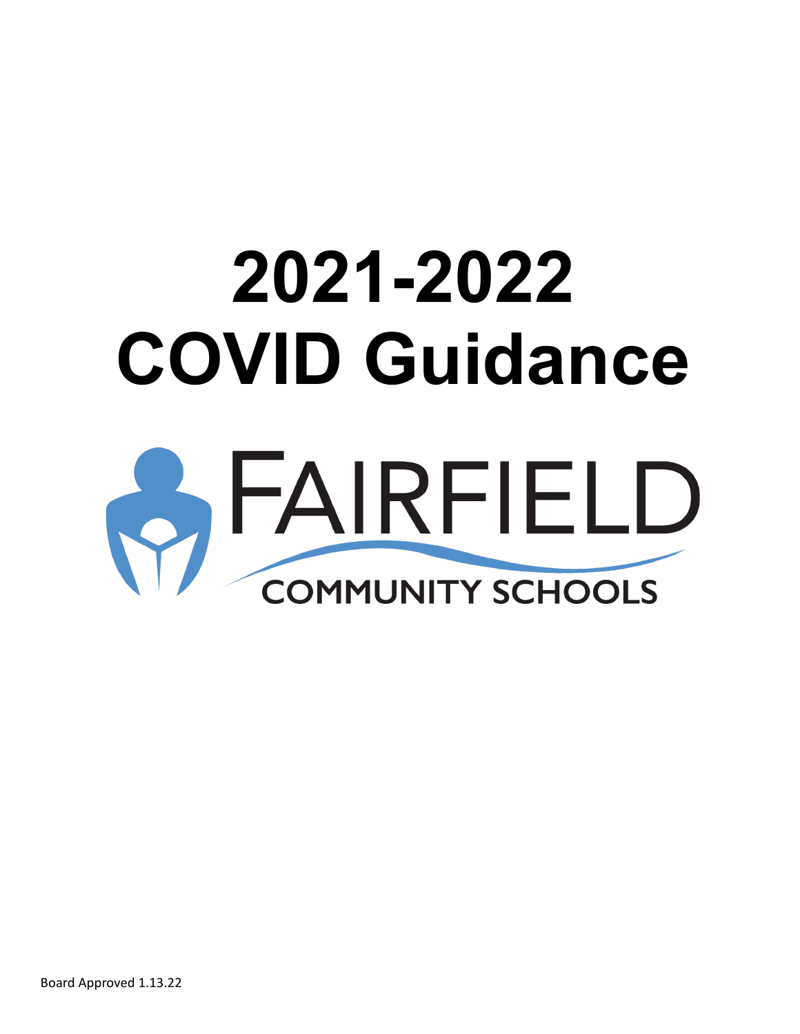# 2021-2022 COVID Guidance

FAIRFIELD

COMMUNITY SCHOOLS

Board Approved 1.13.22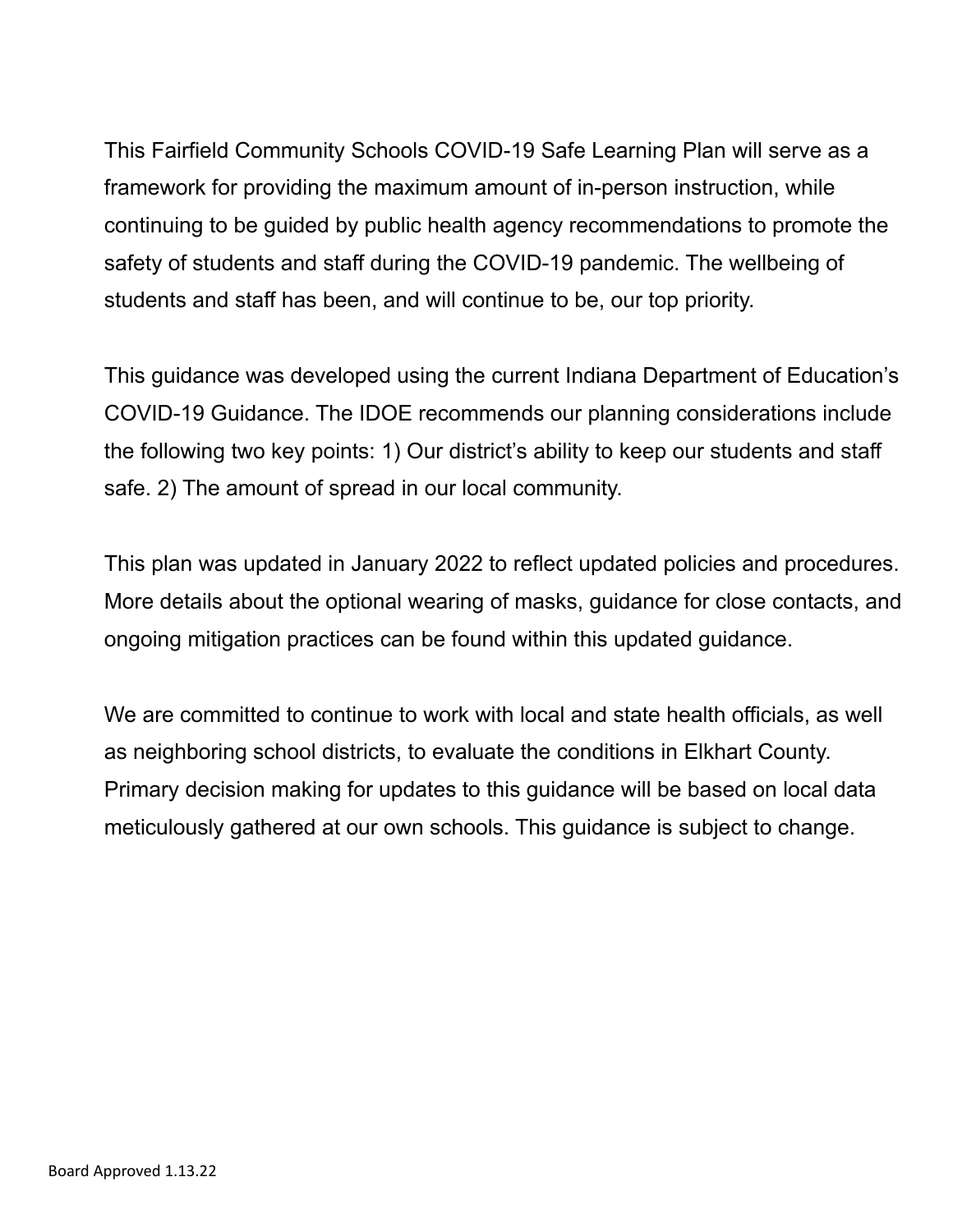This Fairfield Community Schools COVID-19 Safe Learning Plan will serve as a framework for providing the maximum amount of in-person instruction, while continuing to be guided by public health agency recommendations to promote the safety of students and staff during the COVID-19 pandemic. The wellbeing of students and staff has been, and will continue to be, our top priority.

This guidance was developed using the current Indiana Department of Education's COVID-19 Guidance. The IDOE recommends our planning considerations include the following two key points: 1) Our district's ability to keep our students and staff safe. 2) The amount of spread in our local community.

This plan was updated in January 2022 to reflect updated policies and procedures. More details about the optional wearing of masks, guidance for close contacts, and ongoing mitigation practices can be found within this updated guidance.

We are committed to continue to work with local and state health officials, as well as neighboring school districts, to evaluate the conditions in Elkhart County. Primary decision making for updates to this guidance will be based on local data meticulously gathered at our own schools. This guidance is subject to change.

Board Approved 1.13.22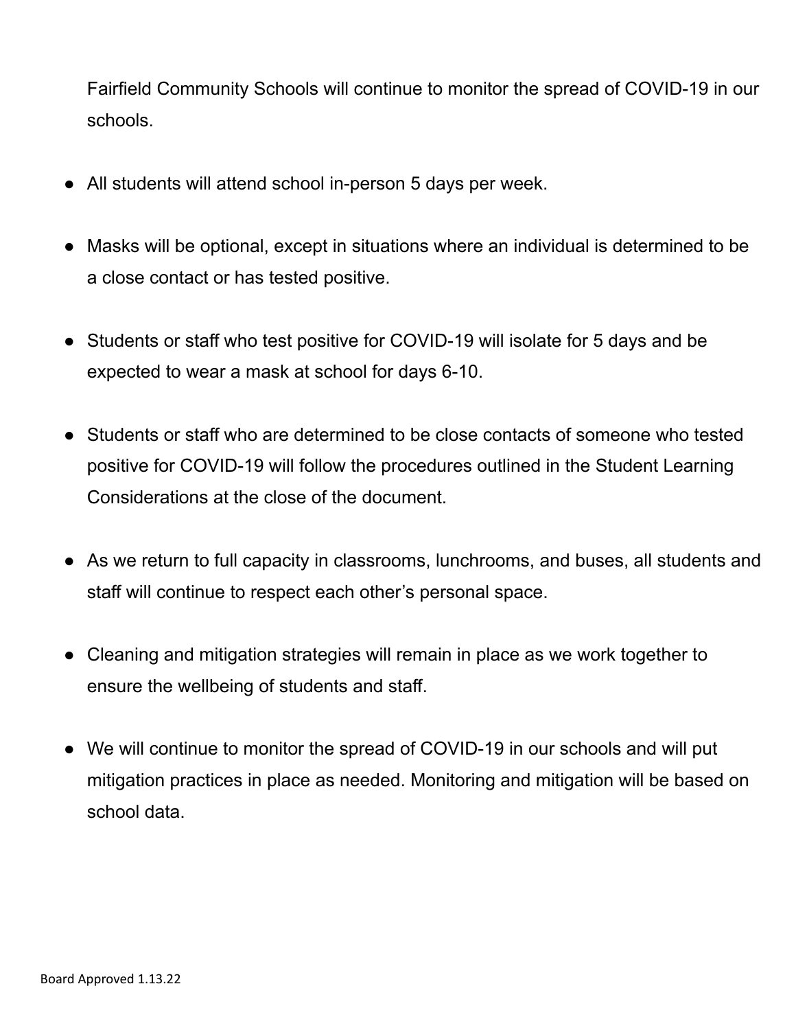Fairfield Community Schools will continue to monitor the spread of COVID-19 in our schools.

- All students will attend school in-person 5 days per week.
- Masks will be optional, except in situations where an individual is determined to be a close contact or has tested positive.
- Students or staff who test positive for COVID-19 will isolate for 5 days and be expected to wear a mask at school for days 6-10.
- Students or staff who are determined to be close contacts of someone who tested positive for COVID-19 will follow the procedures outlined in the Student Learning Considerations at the close of the document.
- As we return to full capacity in classrooms, lunchrooms, and buses, all students and staff will continue to respect each other's personal space.
- Cleaning and mitigation strategies will remain in place as we work together to ensure the wellbeing of students and staff.
- We will continue to monitor the spread of COVID-19 in our schools and will put mitigation practices in place as needed. Monitoring and mitigation will be based on school data.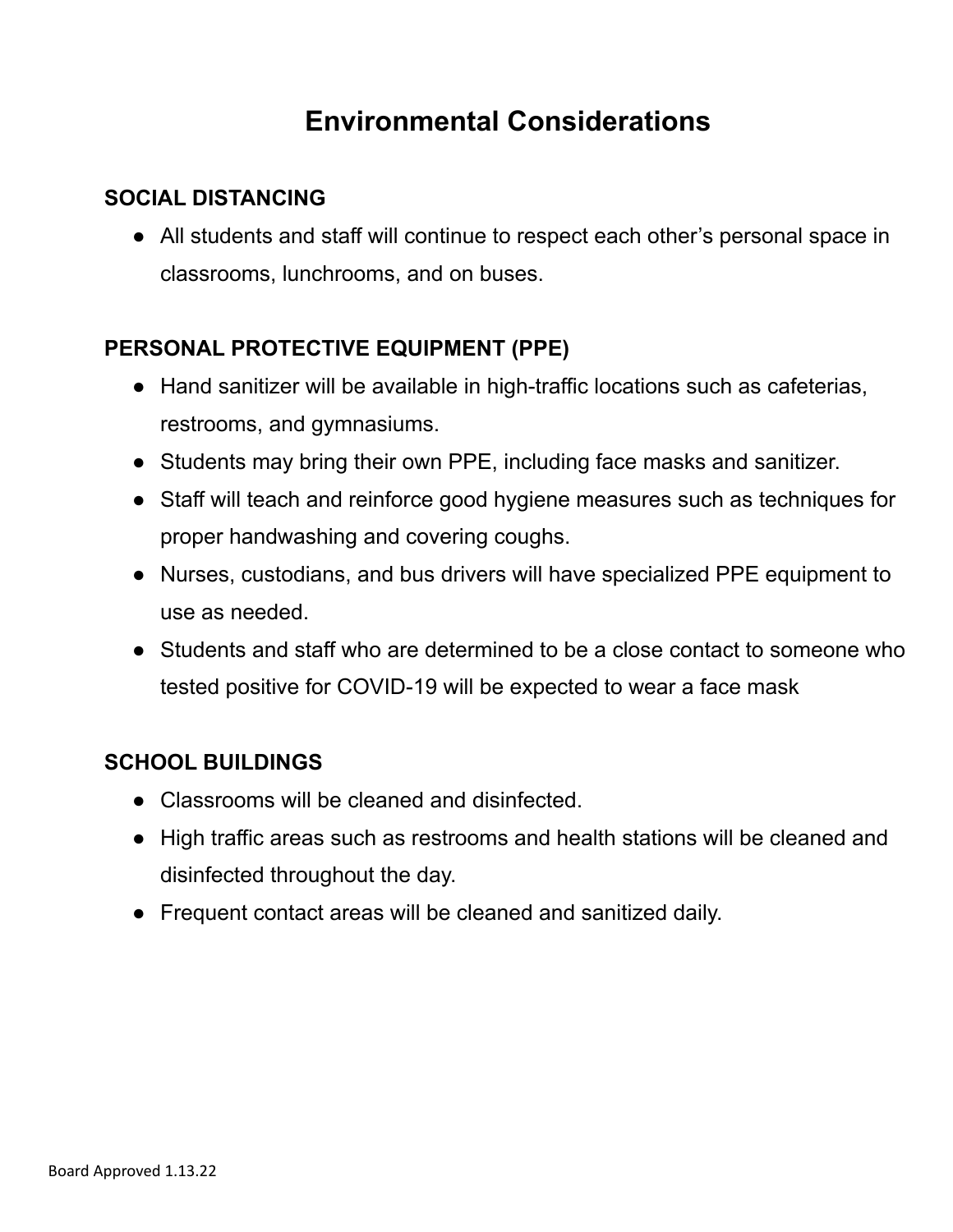# Environmental Considerations

## SOCIAL DISTANCING

- All students and staff will continue to respect each other's personal space in classrooms, lunchrooms, and on buses.

## PERSONAL PROTECTIVE EQUIPMENT (PPE)

- Hand sanitizer will be available in high-traffic locations such as cafeterias, restrooms, and gymnasiums.
- Students may bring their own PPE, including face masks and sanitizer.
- Staff will teach and reinforce good hygiene measures such as techniques for proper handwashing and covering coughs.
- Nurses, custodians, and bus drivers will have specialized PPE equipment to use as needed.
- Students and staff who are determined to be a close contact to someone who tested positive for COVID-19 will be expected to wear a face mask

## SCHOOL BUILDINGS

- Classrooms will be cleaned and disinfected.
- High traffic areas such as restrooms and health stations will be cleaned and disinfected throughout the day.
- Frequent contact areas will be cleaned and sanitized daily.

Board Approved 1.13.22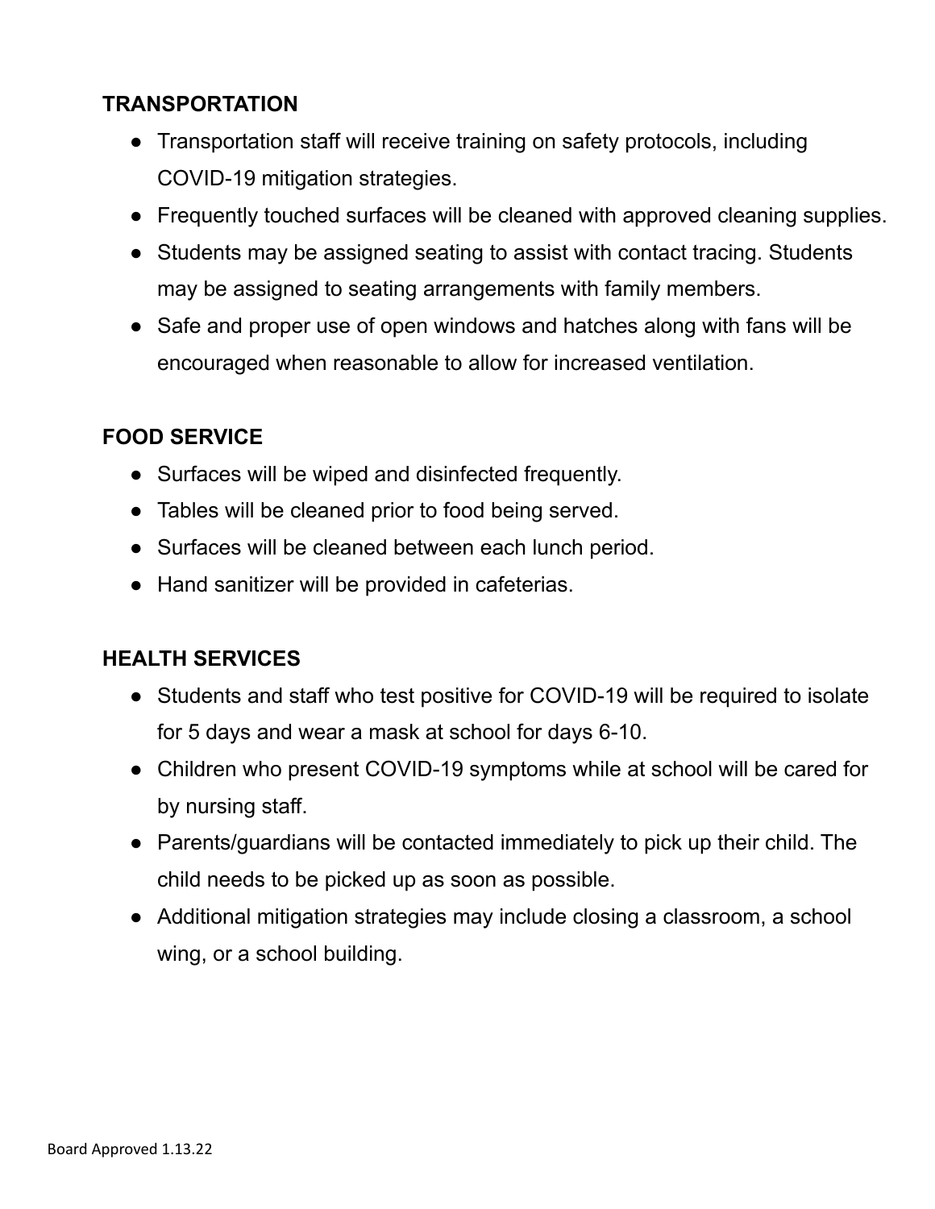## TRANSPORTATION

- Transportation staff will receive training on safety protocols, including COVID-19 mitigation strategies.
- Frequently touched surfaces will be cleaned with approved cleaning supplies.
- Students may be assigned seating to assist with contact tracing. Students may be assigned to seating arrangements with family members.
- Safe and proper use of open windows and hatches along with fans will be encouraged when reasonable to allow for increased ventilation.

## FOOD SERVICE

- Surfaces will be wiped and disinfected frequently.
- Tables will be cleaned prior to food being served.
- Surfaces will be cleaned between each lunch period.
- Hand sanitizer will be provided in cafeterias.

## HEALTH SERVICES

- Students and staff who test positive for COVID-19 will be required to isolate for 5 days and wear a mask at school for days 6-10.
- Children who present COVID-19 symptoms while at school will be cared for by nursing staff.
- Parents/guardians will be contacted immediately to pick up their child. The child needs to be picked up as soon as possible.
- Additional mitigation strategies may include closing a classroom, a school wing, or a school building.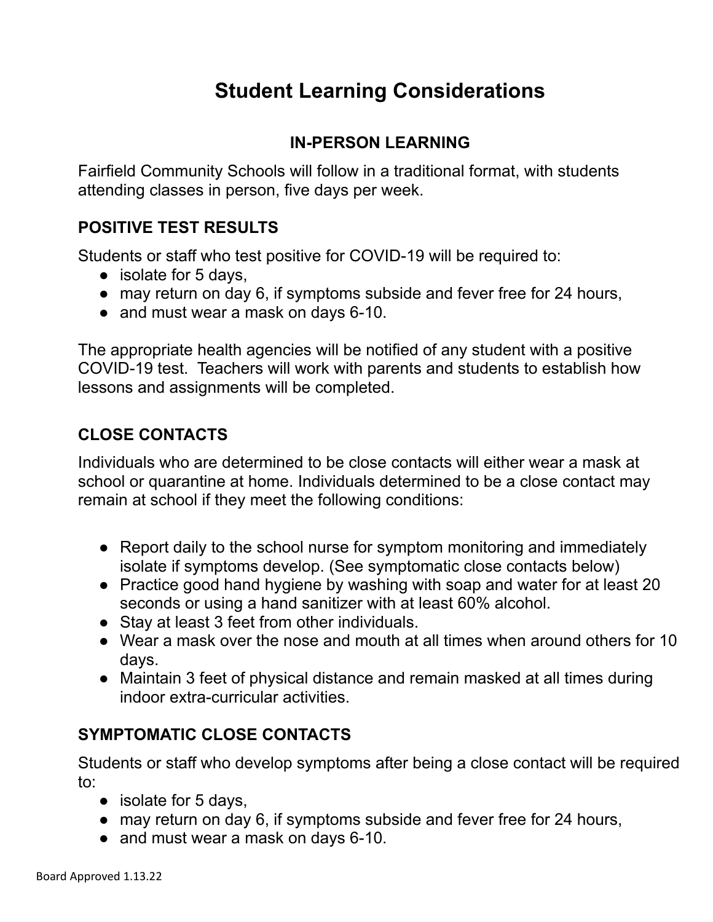# Student Learning Considerations

## IN-PERSON LEARNING

Fairfield Community Schools will follow in a traditional format, with students attending classes in person, five days per week.

### POSITIVE TEST RESULTS

Students or staff who test positive for COVID-19 will be required to:

- isolate for 5 days,
- may return on day 6, if symptoms subside and fever free for 24 hours,
- and must wear a mask on days 6-10.

The appropriate health agencies will be notified of any student with a positive COVID-19 test. Teachers will work with parents and students to establish how lessons and assignments will be completed.

### CLOSE CONTACTS

Individuals who are determined to be close contacts will either wear a mask at school or quarantine at home. Individuals determined to be a close contact may remain at school if they meet the following conditions:

- Report daily to the school nurse for symptom monitoring and immediately isolate if symptoms develop. (See symptomatic close contacts below)
- Practice good hand hygiene by washing with soap and water for at least 20 seconds or using a hand sanitizer with at least 60% alcohol.
- Stay at least 3 feet from other individuals.
- Wear a mask over the nose and mouth at all times when around others for 10 days.
- Maintain 3 feet of physical distance and remain masked at all times during indoor extra-curricular activities.

### SYMPTOMATIC CLOSE CONTACTS

Students or staff who develop symptoms after being a close contact will be required to:

- isolate for 5 days,
- may return on day 6, if symptoms subside and fever free for 24 hours,
- and must wear a mask on days 6-10.

Board Approved 1.13.22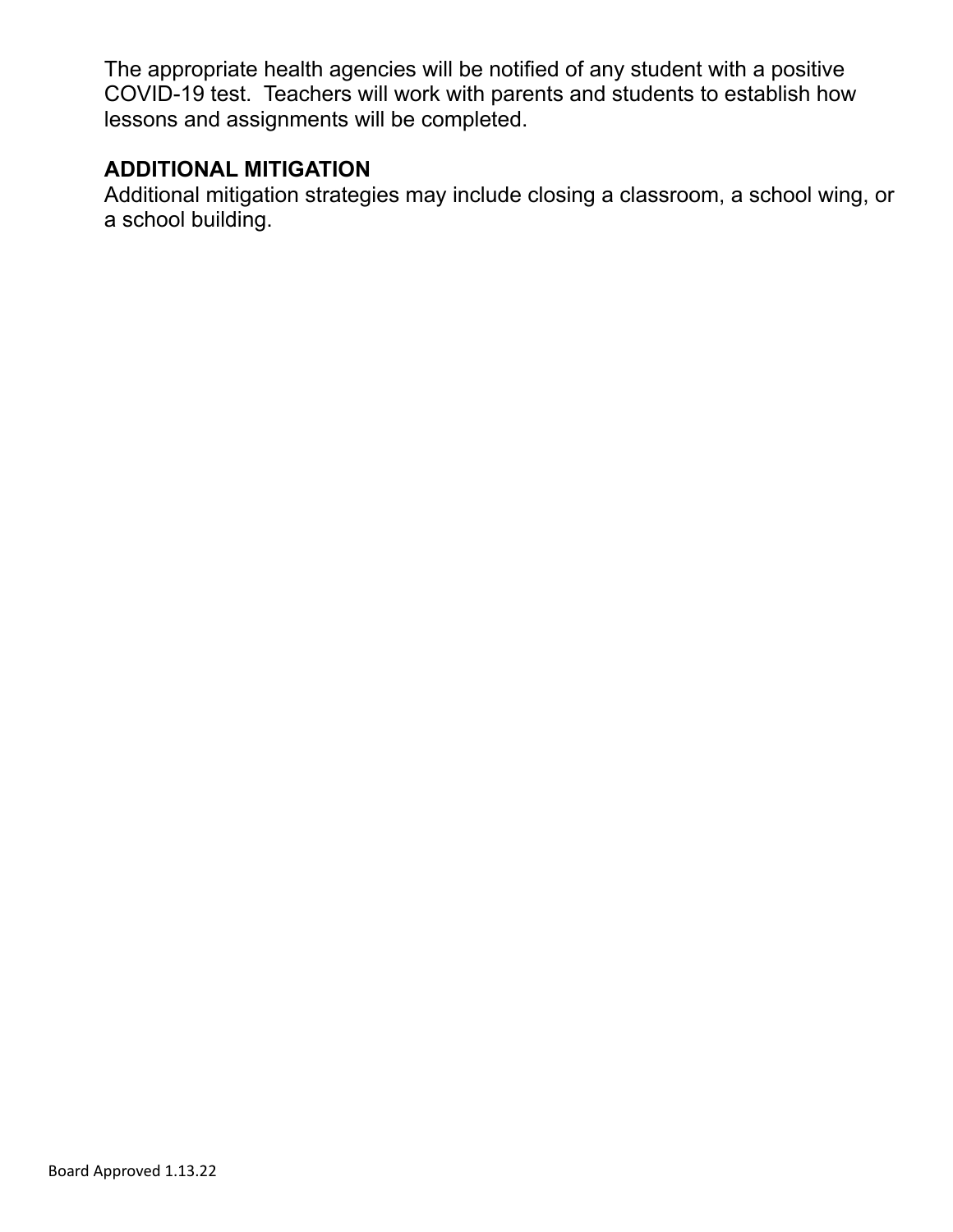The appropriate health agencies will be notified of any student with a positive COVID-19 test. Teachers will work with parents and students to establish how lessons and assignments will be completed.

## ADDITIONAL MITIGATION

Additional mitigation strategies may include closing a classroom, a school wing, or a school building.